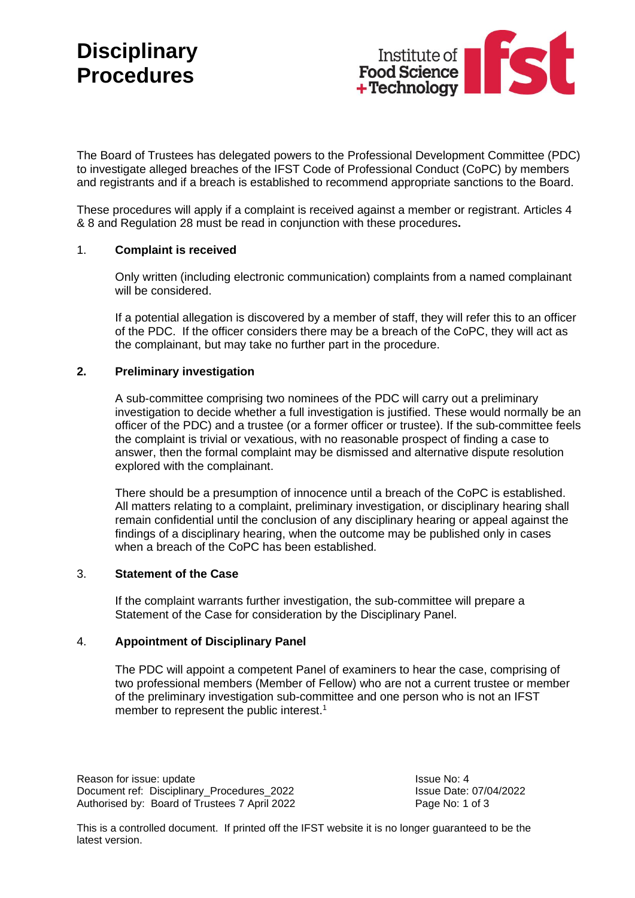# Disciplinary Procedures

The Board of Trustees has delegated powers to the Professional Development Committee (PDC) to investigate alleged breaches of the IFST Code of Professional Conduct (CoPC) by members and registrants and if a breach is established to recommend appropriate sanctions to the Board.

These procedures will apply if a complaint is received against a member or registrant. Articles 4 & 8 and Regulation 28 must be read in conjunction with these procedures**.**

## 1. Complaint is received

Only written (including electronic communication) complaints from a named complainant will be considered.

If a potential allegation is discovered by a member of staff, they will refer this to an officer of the PDC. If the officer considers there may be a breach of the CoPC, they will act as the complainant, but may take no further part in the procedure.

## 2. Preliminary investigation

A sub-committee comprising two nominees of the PDC will carry out a preliminary investigation to decide whether a full investigation is justified. These would normally be an officer of the PDC) and a trustee (or a former officer or trustee). If the sub-committee feels the complaint is trivial or vexatious, with no reasonable prospect of finding a case to answer, then the formal complaint may be dismissed and alternative dispute resolution explored with the complainant.

There should be a presumption of innocence until a breach of the CoPC is established. All matters relating to a complaint, preliminary investigation, or disciplinary hearing shall remain confidential until the conclusion of any disciplinary hearing or appeal against the findings of a disciplinary hearing, when the outcome may be published only in cases when a breach of the CoPC has been established.

## 3. Statement of the Case

If the complaint warrants further investigation, the sub-committee will prepare a Statement of the Case for consideration by the Disciplinary Panel.

## 4. Appointment of Disciplinary Panel

The PDC will appoint a competent Panel of examiners to hear the case, comprising of two professional members (Member of Fellow) who are not a current trustee or member of the preliminary investigation sub-committee and one person who is not an IFST member to represent the public interest.[1]

Reason for issue: update
Document ref: Disciplinary_Procedures_2022
Authorised by: Board of Trustees 7 April 2022

Issue No: 4
Issue Date: 07/04/2022

This is a controlled document. If printed off the IFST website it is no longer guaranteed to be the latest version.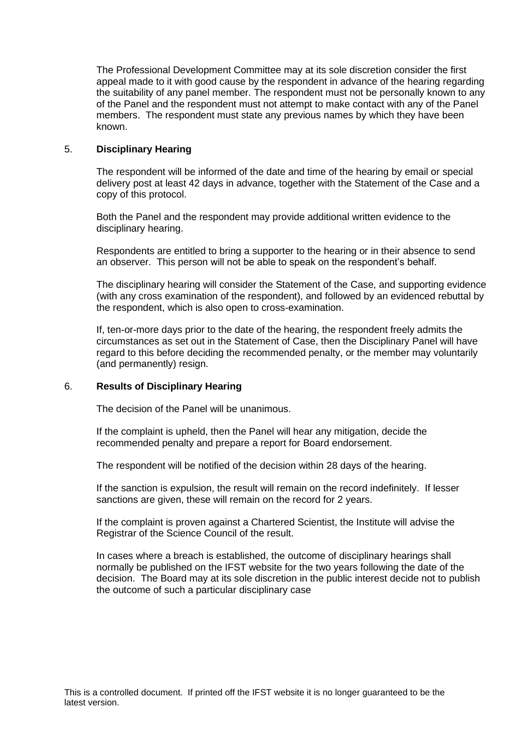The Professional Development Committee may at its sole discretion consider the first appeal made to it with good cause by the respondent in advance of the hearing regarding the suitability of any panel member. The respondent must not be personally known to any of the Panel and the respondent must not attempt to make contact with any of the Panel members. The respondent must state any previous names by which they have been known.

## 5. **Disciplinary Hearing**

The respondent will be informed of the date and time of the hearing by email or special delivery post at least 42 days in advance, together with the Statement of the Case and a copy of this protocol.

Both the Panel and the respondent may provide additional written evidence to the disciplinary hearing.

Respondents are entitled to bring a supporter to the hearing or in their absence to send an observer. This person will not be able to speak on the respondent's behalf.

The disciplinary hearing will consider the Statement of the Case, and supporting evidence (with any cross examination of the respondent), and followed by an evidenced rebuttal by the respondent, which is also open to cross-examination.

If, ten-or-more days prior to the date of the hearing, the respondent freely admits the circumstances as set out in the Statement of Case, then the Disciplinary Panel will have regard to this before deciding the recommended penalty, or the member may voluntarily (and permanently) resign.

## 6. **Results of Disciplinary Hearing**

The decision of the Panel will be unanimous.

If the complaint is upheld, then the Panel will hear any mitigation, decide the recommended penalty and prepare a report for Board endorsement.

The respondent will be notified of the decision within 28 days of the hearing.

If the sanction is expulsion, the result will remain on the record indefinitely. If lesser sanctions are given, these will remain on the record for 2 years.

If the complaint is proven against a Chartered Scientist, the Institute will advise the Registrar of the Science Council of the result.

In cases where a breach is established, the outcome of disciplinary hearings shall normally be published on the IFST website for the two years following the date of the decision. The Board may at its sole discretion in the public interest decide not to publish the outcome of such a particular disciplinary case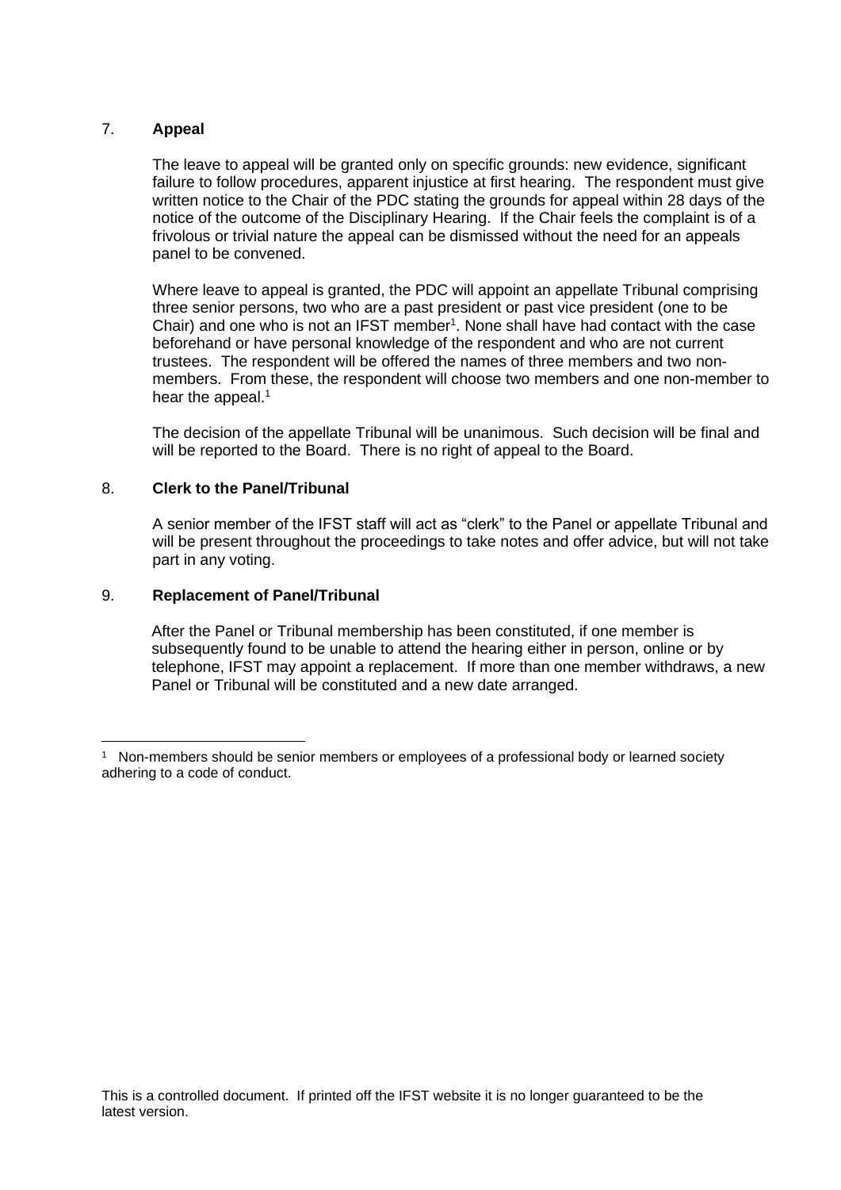## 7. **Appeal**

The leave to appeal will be granted only on specific grounds: new evidence, significant failure to follow procedures, apparent injustice at first hearing. The respondent must give written notice to the Chair of the PDC stating the grounds for appeal within 28 days of the notice of the outcome of the Disciplinary Hearing. If the Chair feels the complaint is of a frivolous or trivial nature the appeal can be dismissed without the need for an appeals panel to be convened.

Where leave to appeal is granted, the PDC will appoint an appellate Tribunal comprising three senior persons, two who are a past president or past vice president (one to be Chair) and one who is not an IFST member[1]. None shall have had contact with the case beforehand or have personal knowledge of the respondent and who are not current trustees. The respondent will be offered the names of three members and two non-members. From these, the respondent will choose two members and one non-member to hear the appeal.[1]

The decision of the appellate Tribunal will be unanimous. Such decision will be final and will be reported to the Board. There is no right of appeal to the Board.

## 8. **Clerk to the Panel/Tribunal**

A senior member of the IFST staff will act as "clerk" to the Panel or appellate Tribunal and will be present throughout the proceedings to take notes and offer advice, but will not take part in any voting.

## 9. **Replacement of Panel/Tribunal**

After the Panel or Tribunal membership has been constituted, if one member is subsequently found to be unable to attend the hearing either in person, online or by telephone, IFST may appoint a replacement. If more than one member withdraws, a new Panel or Tribunal will be constituted and a new date arranged.

---

[1] Non-members should be senior members or employees of a professional body or learned society adhering to a code of conduct.

This is a controlled document. If printed off the IFST website it is no longer guaranteed to be the latest version.